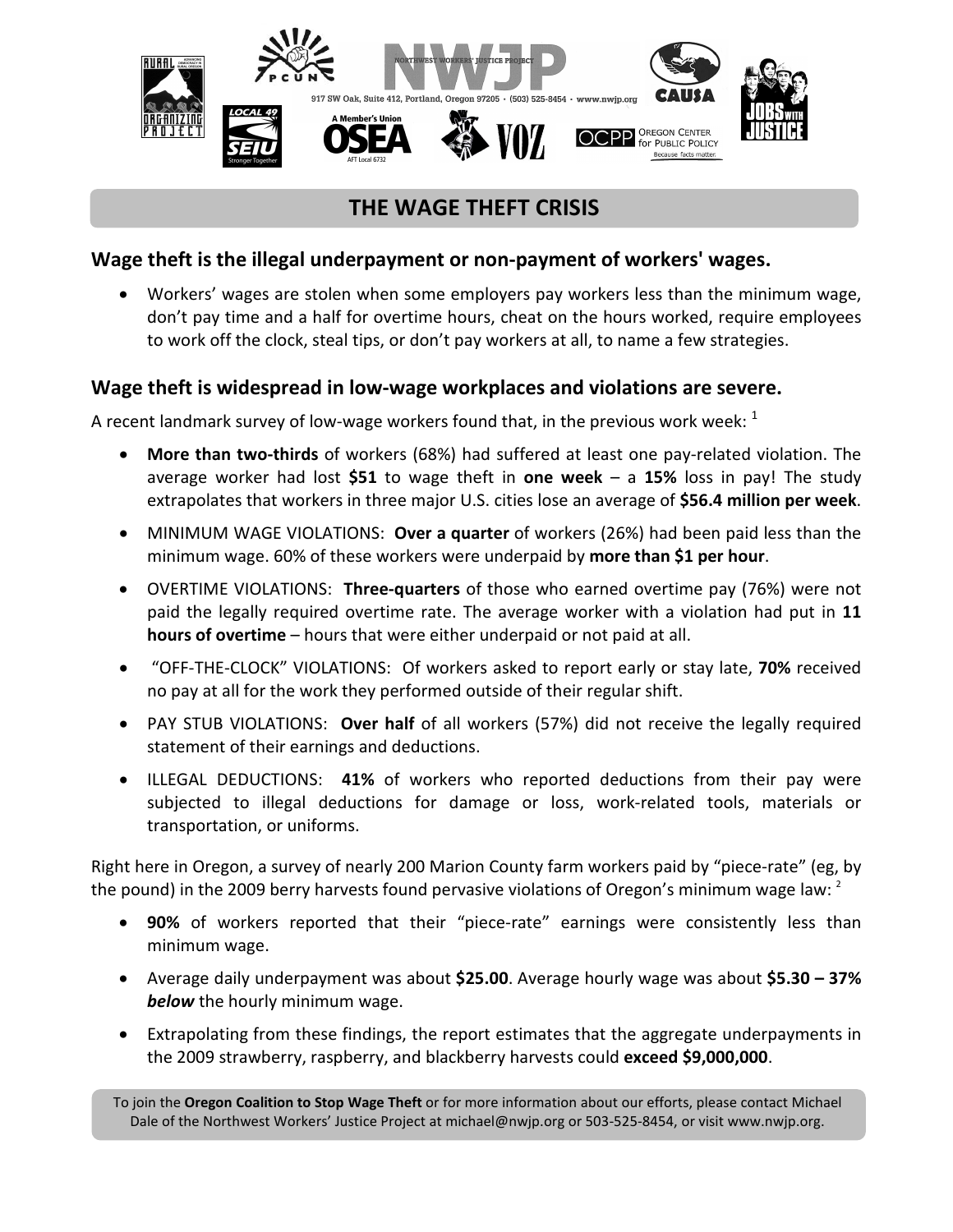NORTHWEST WORKERS' JUSTICE PROJECT

917 SW Oak, Suite 412, Portland, Oregon 97205 · (503) 525-8454 · www.nwjp.org

# THE WAGE THEFT CRISIS

## Wage theft is the illegal underpayment or non-payment of workers' wages.

- Workers' wages are stolen when some employers pay workers less than the minimum wage, don't pay time and a half for overtime hours, cheat on the hours worked, require employees to work off the clock, steal tips, or don't pay workers at all, to name a few strategies.

## Wage theft is widespread in low-wage workplaces and violations are severe.

A recent landmark survey of low-wage workers found that, in the previous work week: [1]

- **More than two-thirds** of workers (68%) had suffered at least one pay-related violation. The average worker had lost **$51** to wage theft in **one week** – a **15%** loss in pay! The study extrapolates that workers in three major U.S. cities lose an average of **$56.4 million per week**.
- MINIMUM WAGE VIOLATIONS: **Over a quarter** of workers (26%) had been paid less than the minimum wage. 60% of these workers were underpaid by **more than $1 per hour**.
- OVERTIME VIOLATIONS: **Three-quarters** of those who earned overtime pay (76%) were not paid the legally required overtime rate. The average worker with a violation had put in **11 hours of overtime** – hours that were either underpaid or not paid at all.
- "OFF-THE-CLOCK" VIOLATIONS: Of workers asked to report early or stay late, **70%** received no pay at all for the work they performed outside of their regular shift.
- PAY STUB VIOLATIONS: **Over half** of all workers (57%) did not receive the legally required statement of their earnings and deductions.
- ILLEGAL DEDUCTIONS: **41%** of workers who reported deductions from their pay were subjected to illegal deductions for damage or loss, work-related tools, materials or transportation, or uniforms.

Right here in Oregon, a survey of nearly 200 Marion County farm workers paid by "piece-rate" (eg, by the pound) in the 2009 berry harvests found pervasive violations of Oregon's minimum wage law: [2]

- **90%** of workers reported that their "piece-rate" earnings were consistently less than minimum wage.
- Average daily underpayment was about **$25.00**. Average hourly wage was about **$5.30 – 37% *below*** the hourly minimum wage.
- Extrapolating from these findings, the report estimates that the aggregate underpayments in the 2009 strawberry, raspberry, and blackberry harvests could **exceed $9,000,000**.

To join the **Oregon Coalition to Stop Wage Theft** or for more information about our efforts, please contact Michael Dale of the Northwest Workers' Justice Project at michael@nwjp.org or 503-525-8454, or visit www.nwjp.org.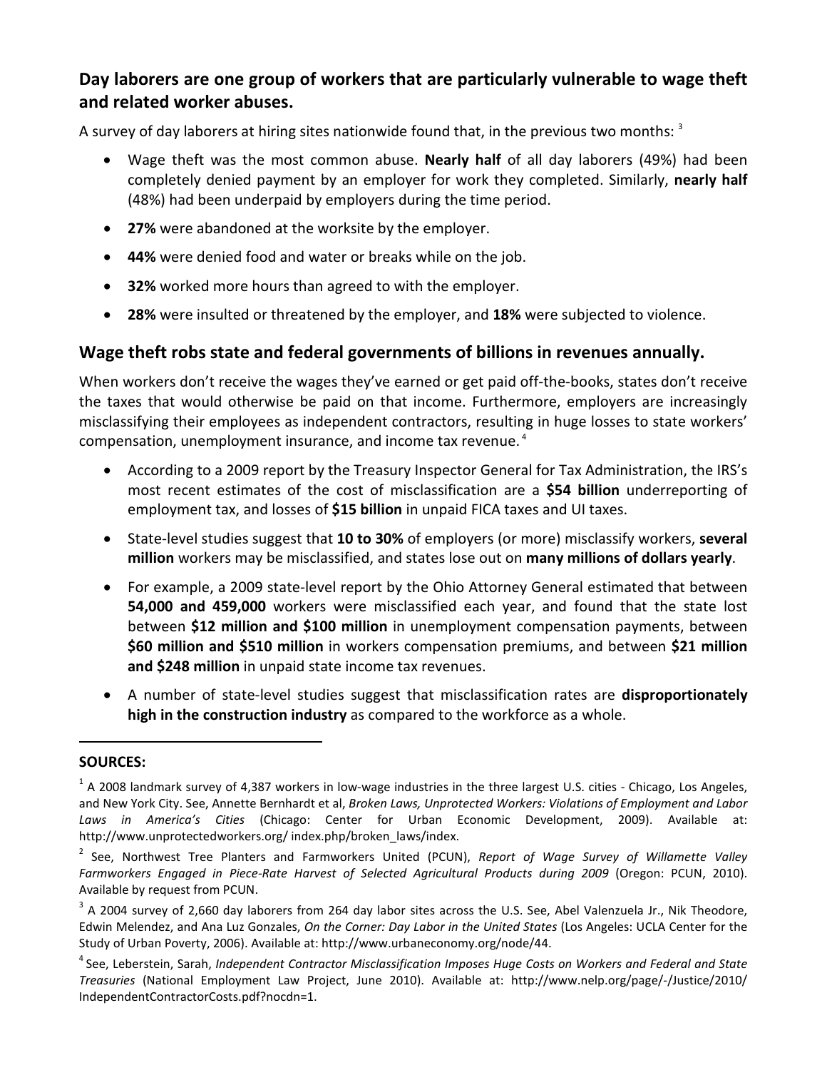## Day laborers are one group of workers that are particularly vulnerable to wage theft and related worker abuses.

A survey of day laborers at hiring sites nationwide found that, in the previous two months: [3]

- Wage theft was the most common abuse. **Nearly half** of all day laborers (49%) had been completely denied payment by an employer for work they completed. Similarly, **nearly half** (48%) had been underpaid by employers during the time period.
- **27%** were abandoned at the worksite by the employer.
- **44%** were denied food and water or breaks while on the job.
- **32%** worked more hours than agreed to with the employer.
- **28%** were insulted or threatened by the employer, and **18%** were subjected to violence.

## Wage theft robs state and federal governments of billions in revenues annually.

When workers don't receive the wages they've earned or get paid off-the-books, states don't receive the taxes that would otherwise be paid on that income. Furthermore, employers are increasingly misclassifying their employees as independent contractors, resulting in huge losses to state workers' compensation, unemployment insurance, and income tax revenue. [4]

- According to a 2009 report by the Treasury Inspector General for Tax Administration, the IRS's most recent estimates of the cost of misclassification are a **$54 billion** underreporting of employment tax, and losses of **$15 billion** in unpaid FICA taxes and UI taxes.
- State-level studies suggest that **10 to 30%** of employers (or more) misclassify workers, **several million** workers may be misclassified, and states lose out on **many millions of dollars yearly**.
- For example, a 2009 state-level report by the Ohio Attorney General estimated that between **54,000 and 459,000** workers were misclassified each year, and found that the state lost between **$12 million and $100 million** in unemployment compensation payments, between **$60 million and $510 million** in workers compensation premiums, and between **$21 million and $248 million** in unpaid state income tax revenues.
- A number of state-level studies suggest that misclassification rates are **disproportionately high in the construction industry** as compared to the workforce as a whole.

---

**SOURCES:**

[1] A 2008 landmark survey of 4,387 workers in low-wage industries in the three largest U.S. cities - Chicago, Los Angeles, and New York City. See, Annette Bernhardt et al, *Broken Laws, Unprotected Workers: Violations of Employment and Labor Laws in America's Cities* (Chicago: Center for Urban Economic Development, 2009). Available at: http://www.unprotectedworkers.org/ index.php/broken_laws/index.

[2] See, Northwest Tree Planters and Farmworkers United (PCUN), *Report of Wage Survey of Willamette Valley Farmworkers Engaged in Piece-Rate Harvest of Selected Agricultural Products during 2009* (Oregon: PCUN, 2010). Available by request from PCUN.

[3] A 2004 survey of 2,660 day laborers from 264 day labor sites across the U.S. See, Abel Valenzuela Jr., Nik Theodore, Edwin Melendez, and Ana Luz Gonzales, *On the Corner: Day Labor in the United States* (Los Angeles: UCLA Center for the Study of Urban Poverty, 2006). Available at: http://www.urbaneconomy.org/node/44.

[4] See, Leberstein, Sarah, *Independent Contractor Misclassification Imposes Huge Costs on Workers and Federal and State Treasuries* (National Employment Law Project, June 2010). Available at: http://www.nelp.org/page/-/Justice/2010/ IndependentContractorCosts.pdf?nocdn=1.